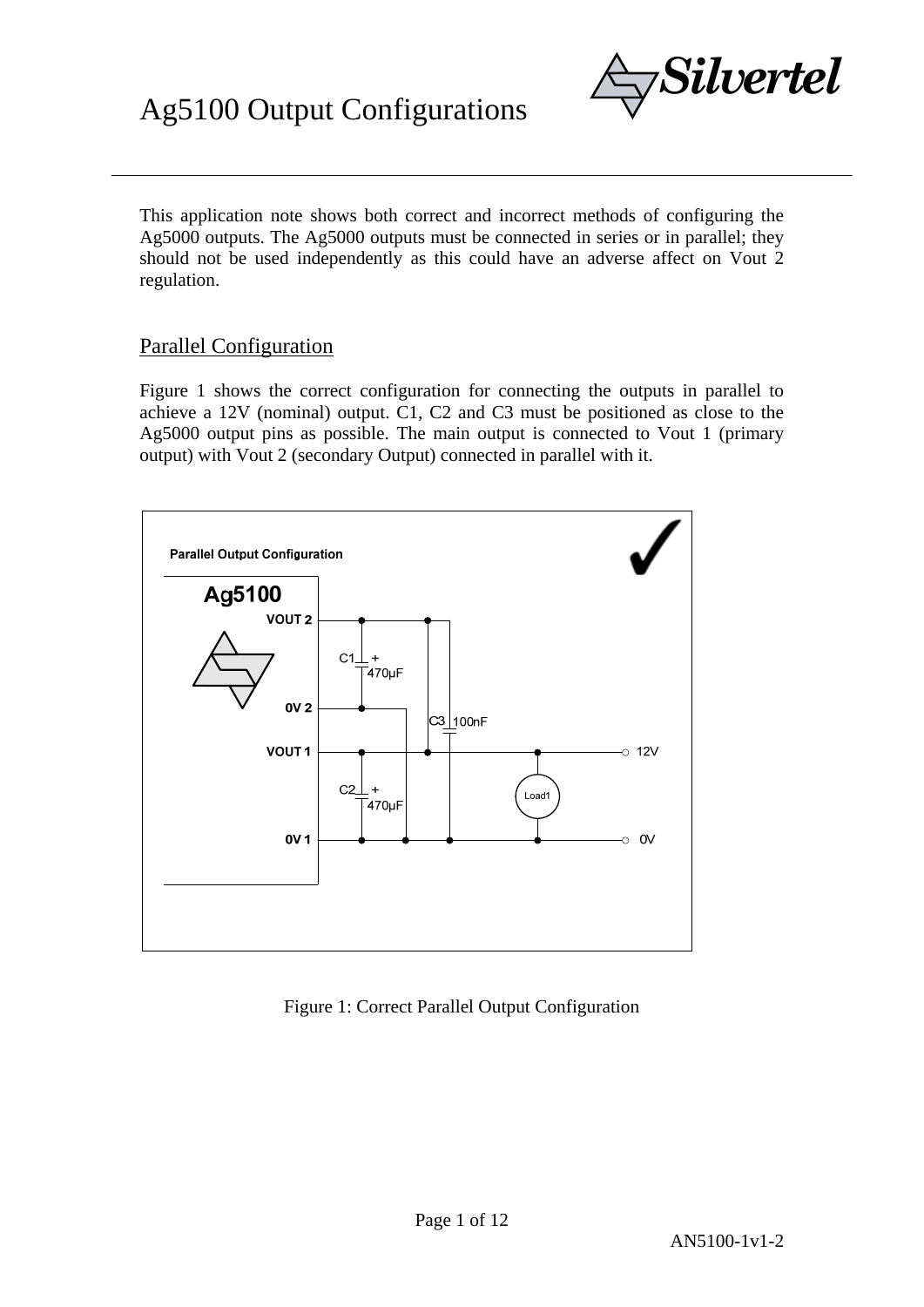# Ag5100 Output Configurations

This application note shows both correct and incorrect methods of configuring the Ag5000 outputs. The Ag5000 outputs must be connected in series or in parallel; they should not be used independently as this could have an adverse affect on Vout 2 regulation.

## Parallel Configuration

Figure 1 shows the correct configuration for connecting the outputs in parallel to achieve a 12V (nominal) output. C1, C2 and C3 must be positioned as close to the Ag5000 output pins as possible. The main output is connected to Vout 1 (primary output) with Vout 2 (secondary Output) connected in parallel with it.

Figure 1: Correct Parallel Output Configuration

AN5100-1v1-2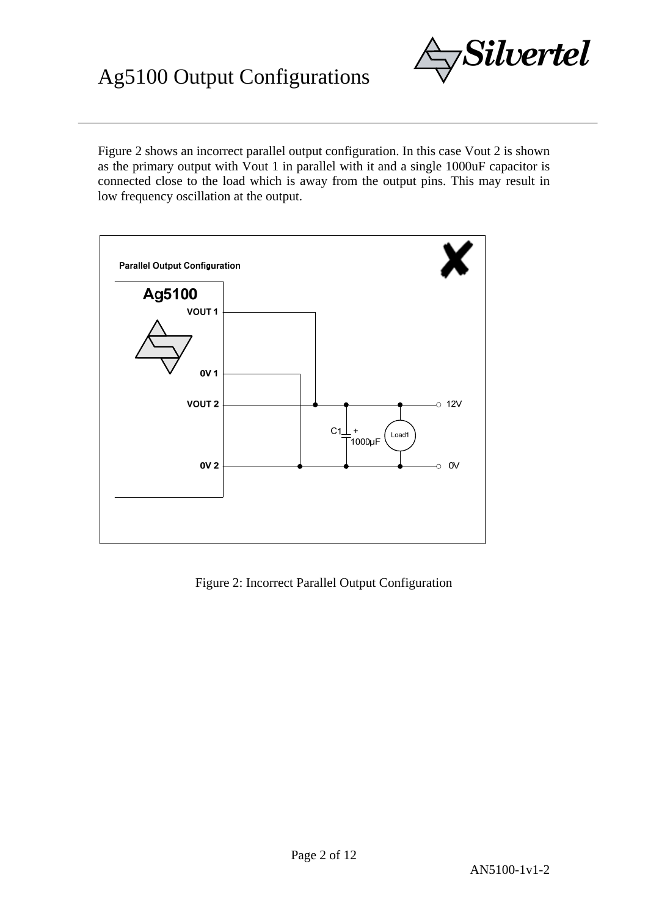Figure 2 shows an incorrect parallel output configuration. In this case Vout 2 is shown as the primary output with Vout 1 in parallel with it and a single 1000uF capacitor is connected close to the load which is away from the output pins. This may result in low frequency oscillation at the output.

Figure 2: Incorrect Parallel Output Configuration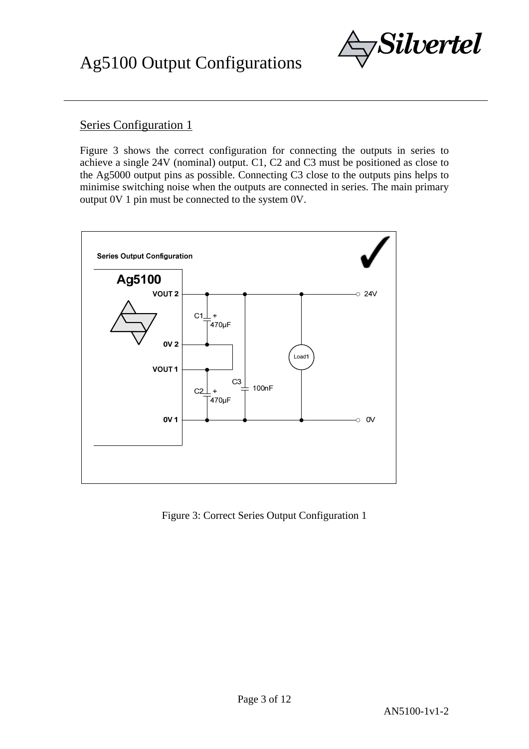## Series Configuration 1

Figure 3 shows the correct configuration for connecting the outputs in series to achieve a single 24V (nominal) output. C1, C2 and C3 must be positioned as close to the Ag5000 output pins as possible. Connecting C3 close to the outputs pins helps to minimise switching noise when the outputs are connected in series. The main primary output 0V 1 pin must be connected to the system 0V.

Figure 3: Correct Series Output Configuration 1

AN5100-1v1-2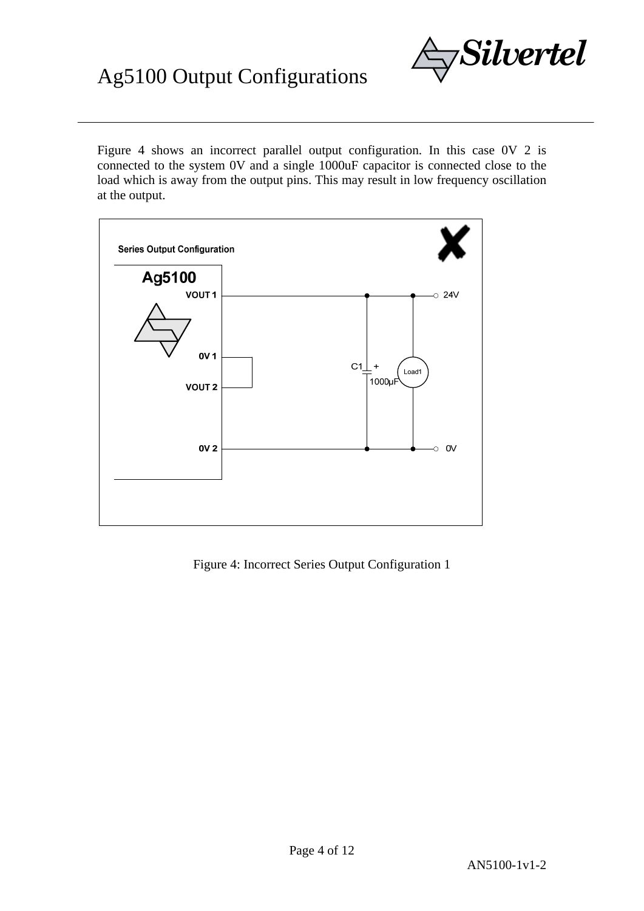Figure 4 shows an incorrect parallel output configuration. In this case 0V 2 is connected to the system 0V and a single 1000uF capacitor is connected close to the load which is away from the output pins. This may result in low frequency oscillation at the output.

Figure 4: Incorrect Series Output Configuration 1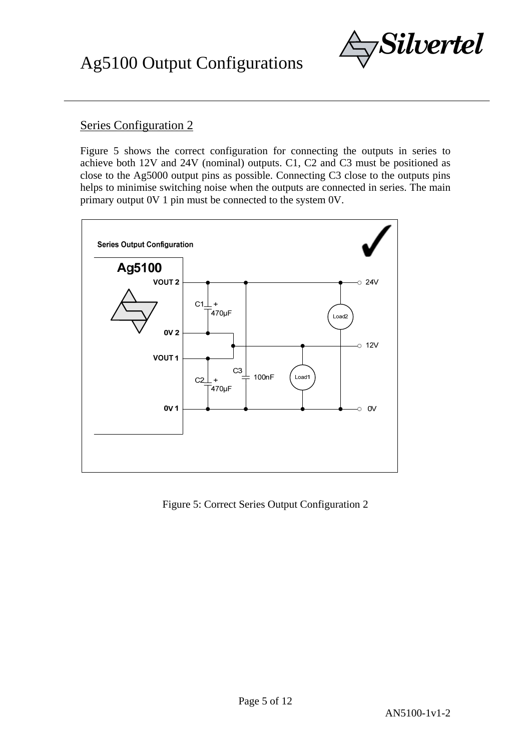## Series Configuration 2

Figure 5 shows the correct configuration for connecting the outputs in series to achieve both 12V and 24V (nominal) outputs. C1, C2 and C3 must be positioned as close to the Ag5000 output pins as possible. Connecting C3 close to the outputs pins helps to minimise switching noise when the outputs are connected in series. The main primary output 0V 1 pin must be connected to the system 0V.

Figure 5: Correct Series Output Configuration 2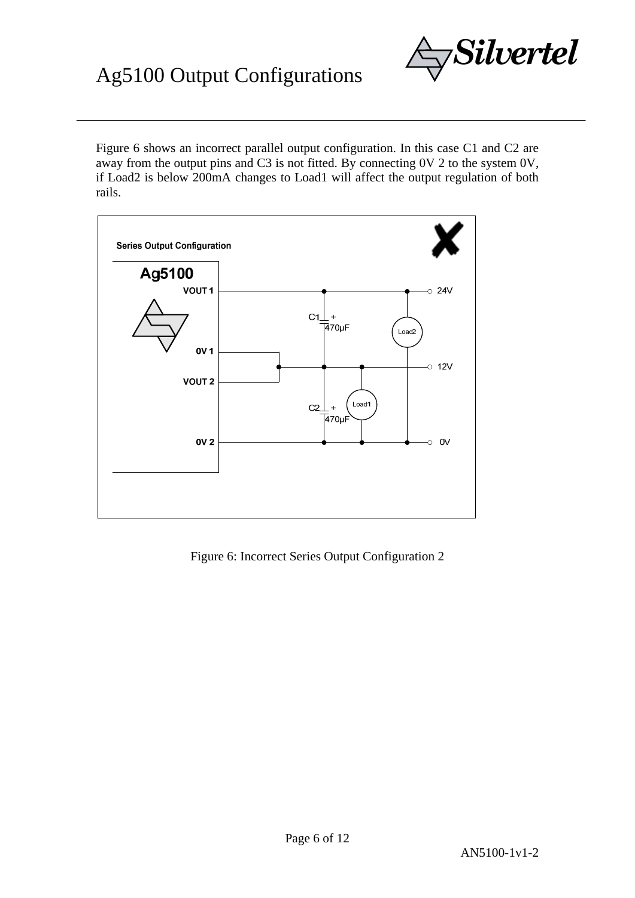Figure 6 shows an incorrect parallel output configuration. In this case C1 and C2 are away from the output pins and C3 is not fitted. By connecting 0V 2 to the system 0V, if Load2 is below 200mA changes to Load1 will affect the output regulation of both rails.

Series Output Configuration

Ag5100

VOUT 1

0V 1

VOUT 2

0V 2

C1 + 470µF

C2 + 470µF

Load2

Load1

24V

12V

0V

Figure 6: Incorrect Series Output Configuration 2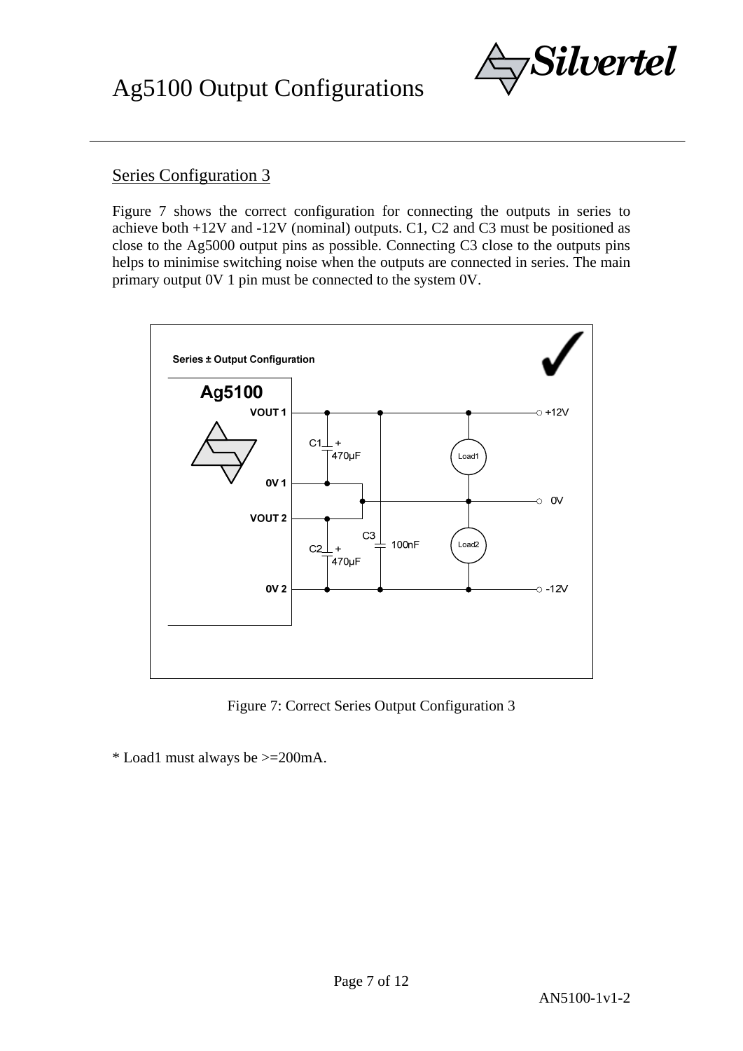## Series Configuration 3

Figure 7 shows the correct configuration for connecting the outputs in series to achieve both +12V and -12V (nominal) outputs. C1, C2 and C3 must be positioned as close to the Ag5000 output pins as possible. Connecting C3 close to the outputs pins helps to minimise switching noise when the outputs are connected in series. The main primary output 0V 1 pin must be connected to the system 0V.

Figure 7: Correct Series Output Configuration 3

* Load1 must always be >=200mA.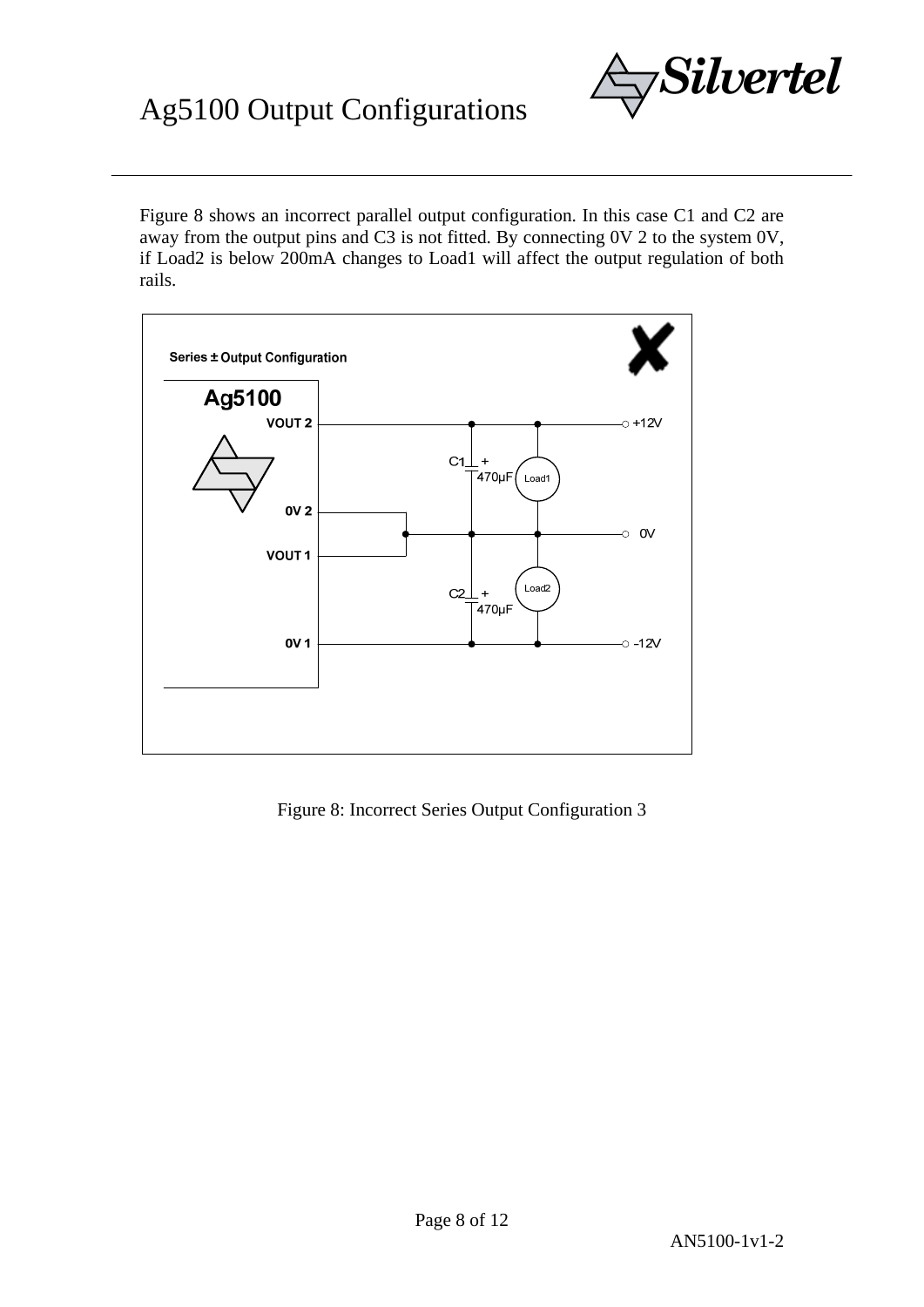Figure 8 shows an incorrect parallel output configuration. In this case C1 and C2 are away from the output pins and C3 is not fitted. By connecting 0V 2 to the system 0V, if Load2 is below 200mA changes to Load1 will affect the output regulation of both rails.

Figure 8: Incorrect Series Output Configuration 3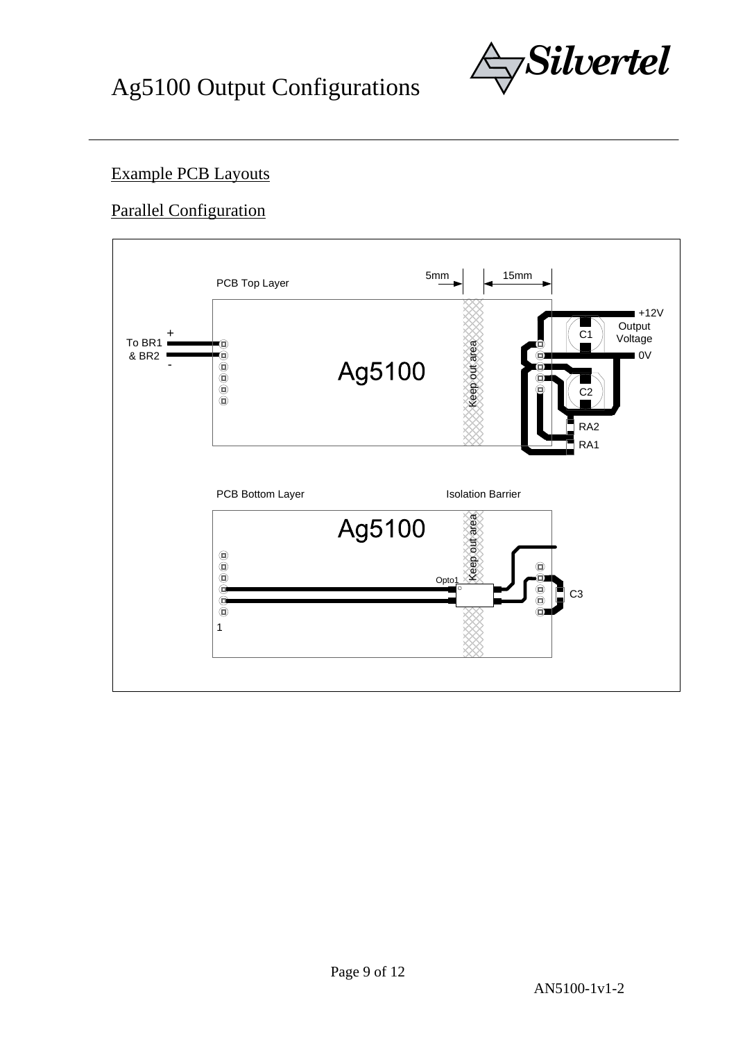## Example PCB Layouts

## Parallel Configuration

PCB Top Layer

5mm 15mm

To BR1 & BR2 + -

Ag5100

Keep out area

+12V Output Voltage 0V

C1 C2 RA2 RA1

PCB Bottom Layer

Isolation Barrier

Ag5100

Keep out area

Opto1

C3

1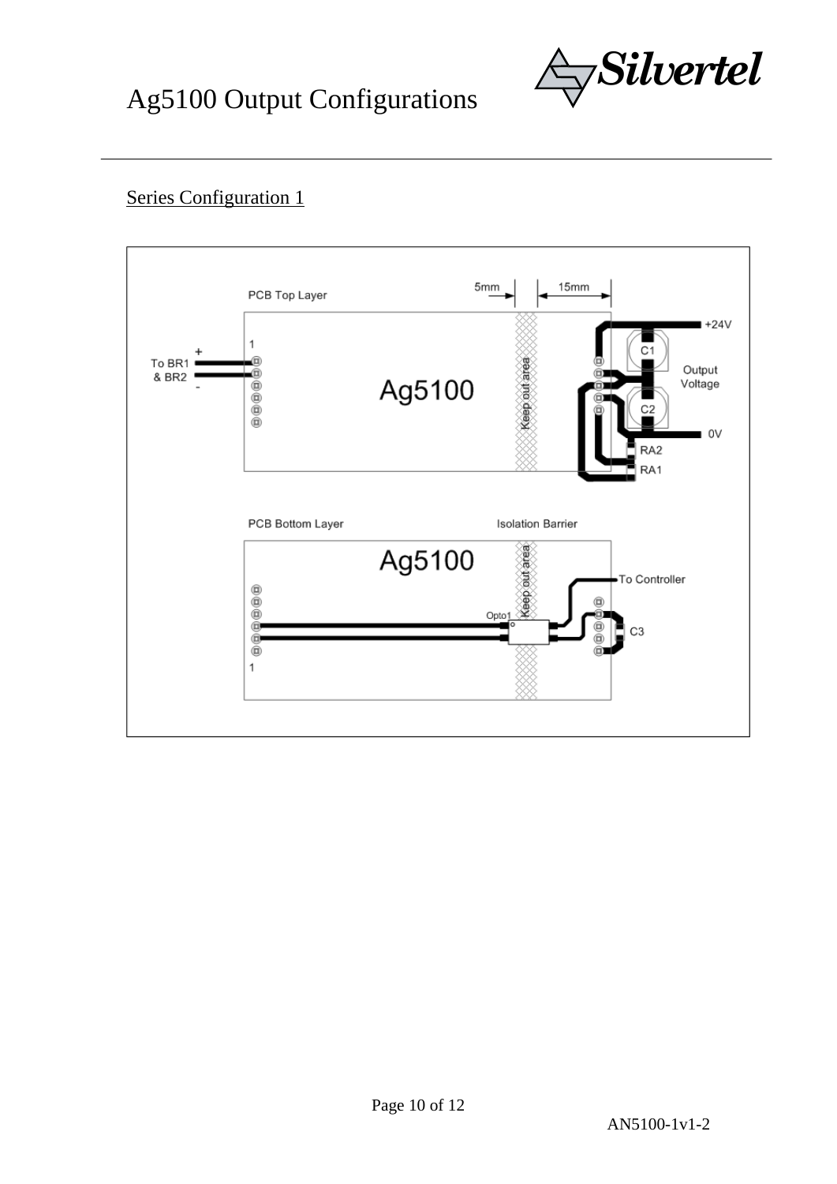## Series Configuration 1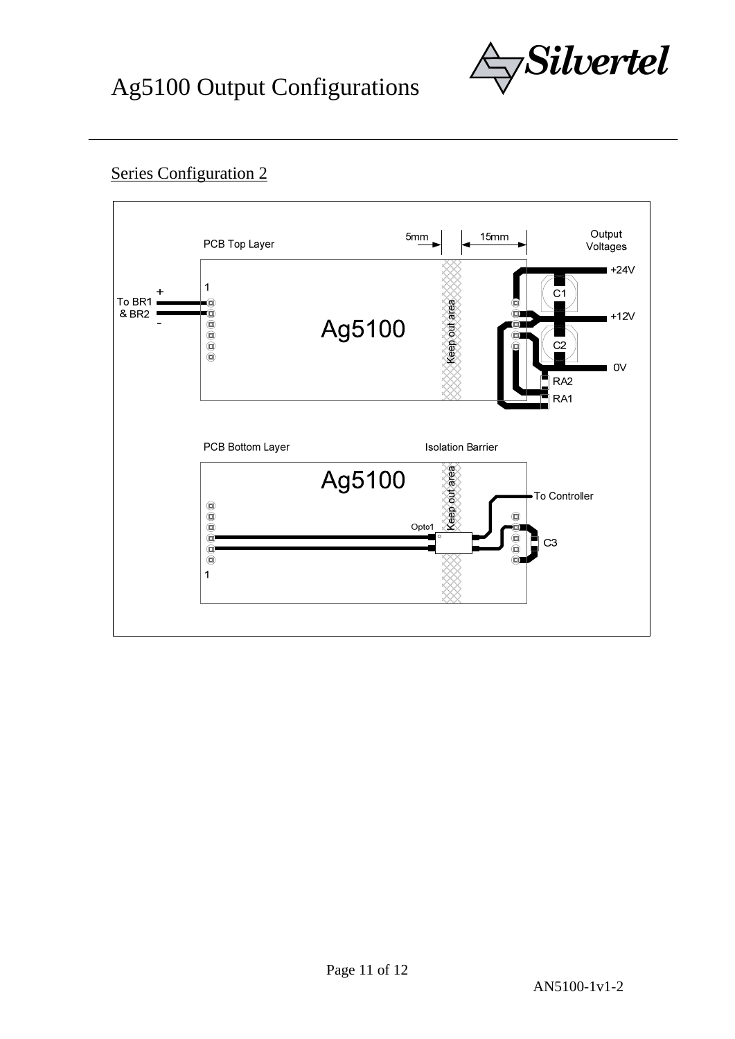# Ag5100 Output Configurations

## Series Configuration 2

PCB Top Layer

5mm

15mm

Output Voltages

+24V

+12V

0V

To BR1 & BR2

+

-

1

Ag5100

Keep out area

C1

C2

RA2

RA1

PCB Bottom Layer

Isolation Barrier

Ag5100

Keep out area

To Controller

Opto1

C3

1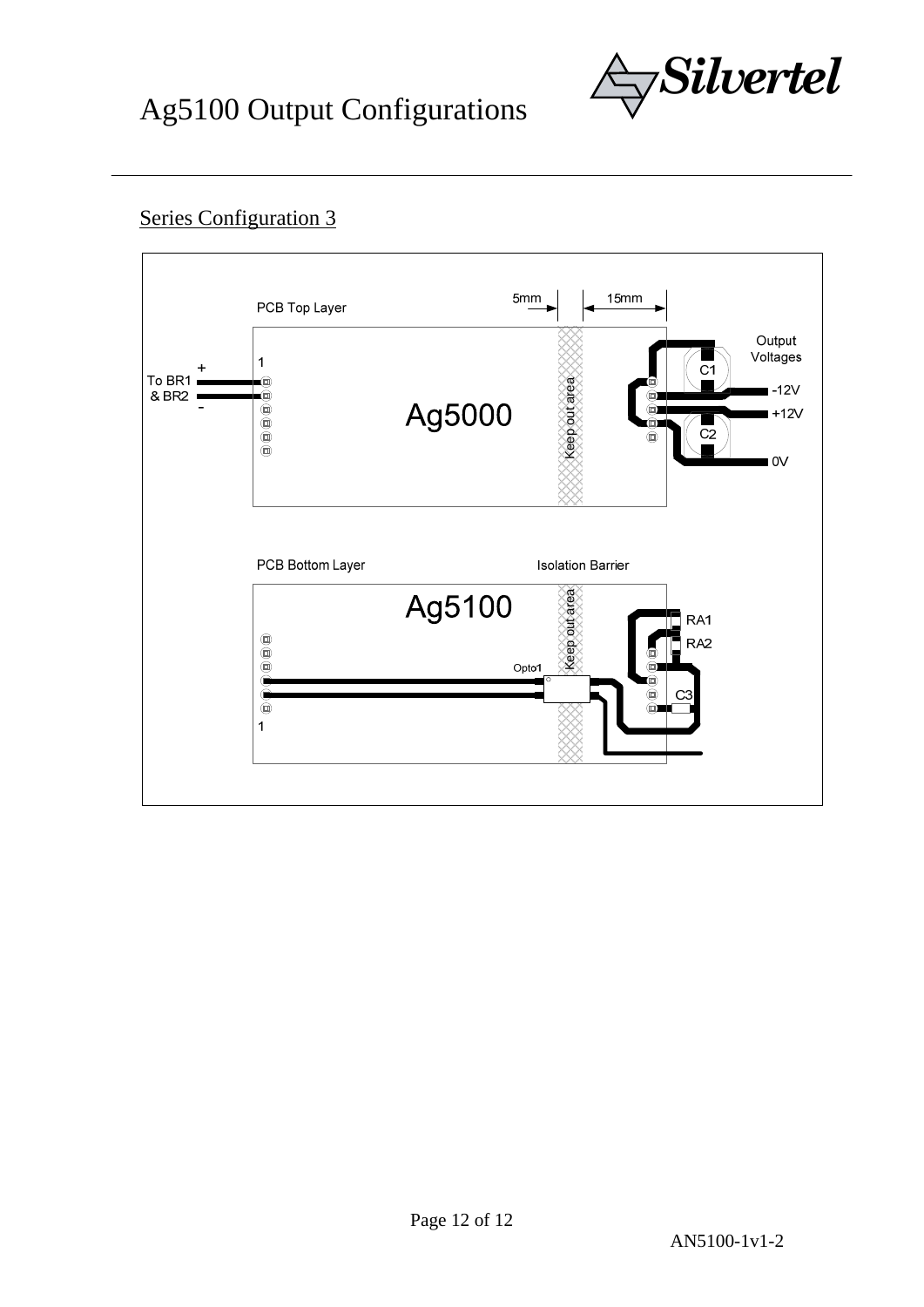# Ag5100 Output Configurations

## Series Configuration 3

PCB Top Layer

5mm

15mm

1

+

To BR1

& BR2

-

Ag5000

Keep out area

C1

C2

Output Voltages

-12V

+12V

0V

PCB Bottom Layer

Isolation Barrier

Ag5100

Keep out area

RA1

RA2

Opto1

C3

1

AN5100-1v1-2